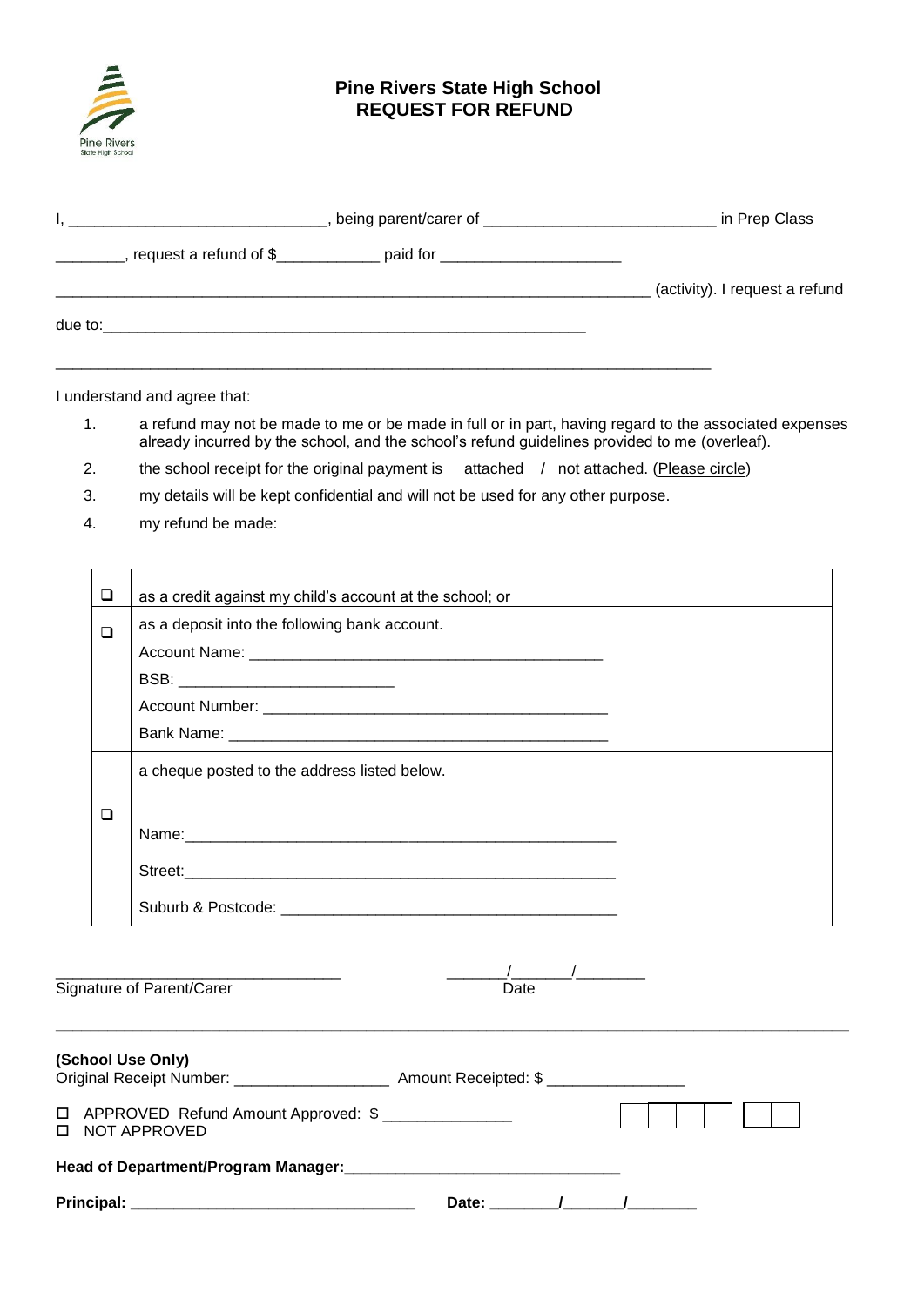# Pine Rivers State High School
## REQUEST FOR REFUND

I, ______________________________, being parent/carer of ___________________________ in Prep Class ________, request a refund of $____________ paid for ______________________ ________________________________________________________________________ (activity). I request a refund due to:___________________________________________________________

________________________________________________________________________________

I understand and agree that:

1. a refund may not be made to me or be made in full or in part, having regard to the associated expenses already incurred by the school, and the school's refund guidelines provided to me (overleaf).
2. the school receipt for the original payment is attached / not attached. (Please circle)
3. my details will be kept confidential and will not be used for any other purpose.
4. my refund be made:

| | |
|---|---|
| ❑ | as a credit against my child's account at the school; or |
| ❑ | as a deposit into the following bank account.<br>Account Name: ________________________________________<br>BSB: ________________________<br>Account Number: ________________________________________<br>Bank Name: ____________________________________________ |
| ❑ | a cheque posted to the address listed below.<br>Name:____________________________________________________<br>Street:____________________________________________________<br>Suburb & Postcode: _______________________________________ |

_________________________________ _______/_______/________

Signature of Parent/Carer Date

---

**(School Use Only)**

Original Receipt Number: __________________ Amount Receipted: $ ________________

☐ APPROVED Refund Amount Approved: $ _______________

☐ NOT APPROVED

**Head of Department/Program Manager:**________________________________

**Principal:** _________________________________ **Date:** ________/_______/________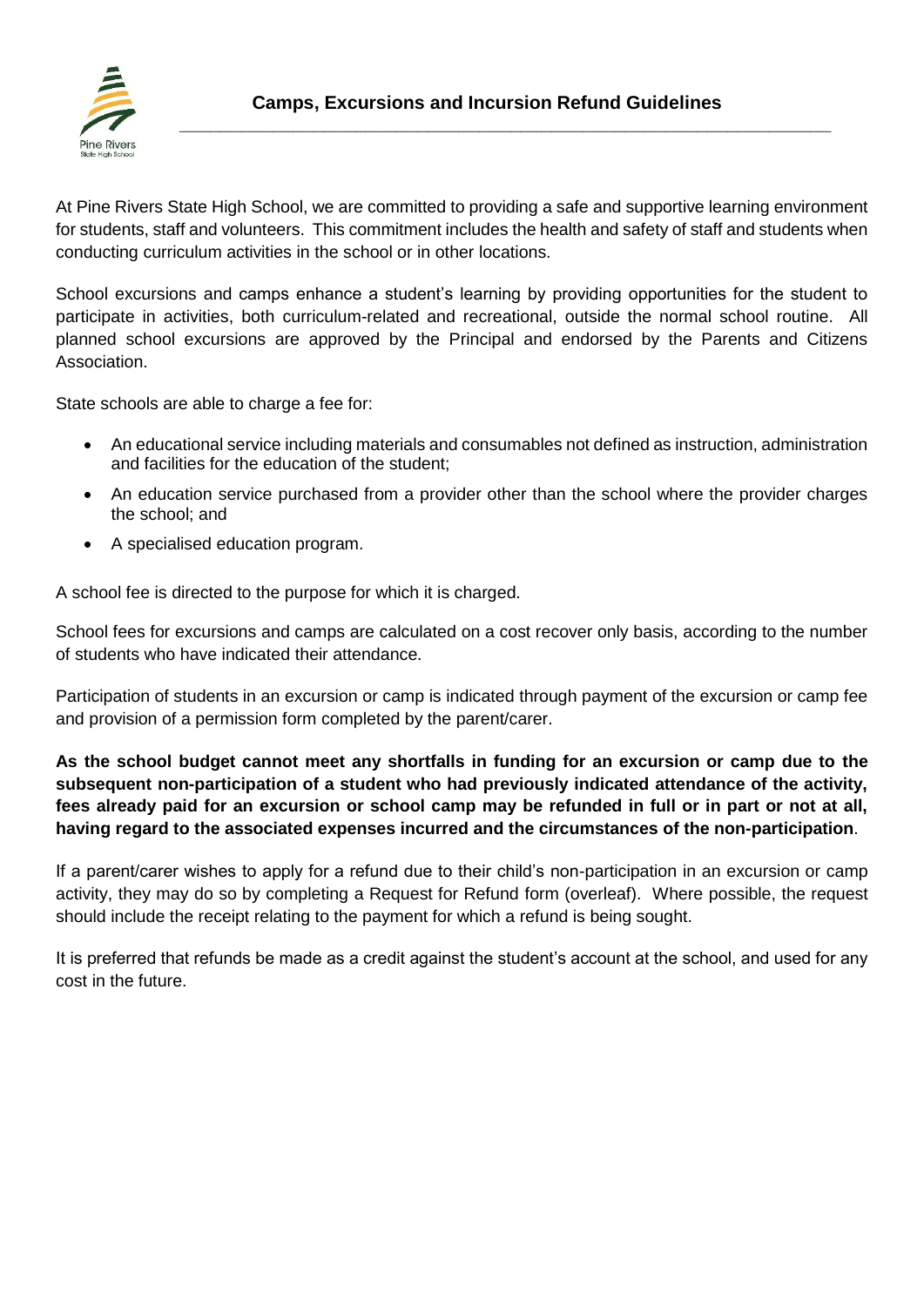## Camps, Excursions and Incursion Refund Guidelines

At Pine Rivers State High School, we are committed to providing a safe and supportive learning environment for students, staff and volunteers. This commitment includes the health and safety of staff and students when conducting curriculum activities in the school or in other locations.

School excursions and camps enhance a student's learning by providing opportunities for the student to participate in activities, both curriculum-related and recreational, outside the normal school routine. All planned school excursions are approved by the Principal and endorsed by the Parents and Citizens Association.

State schools are able to charge a fee for:

- An educational service including materials and consumables not defined as instruction, administration and facilities for the education of the student;
- An education service purchased from a provider other than the school where the provider charges the school; and
- A specialised education program.

A school fee is directed to the purpose for which it is charged.

School fees for excursions and camps are calculated on a cost recover only basis, according to the number of students who have indicated their attendance.

Participation of students in an excursion or camp is indicated through payment of the excursion or camp fee and provision of a permission form completed by the parent/carer.

**As the school budget cannot meet any shortfalls in funding for an excursion or camp due to the subsequent non-participation of a student who had previously indicated attendance of the activity, fees already paid for an excursion or school camp may be refunded in full or in part or not at all, having regard to the associated expenses incurred and the circumstances of the non-participation**.

If a parent/carer wishes to apply for a refund due to their child's non-participation in an excursion or camp activity, they may do so by completing a Request for Refund form (overleaf). Where possible, the request should include the receipt relating to the payment for which a refund is being sought.

It is preferred that refunds be made as a credit against the student's account at the school, and used for any cost in the future.